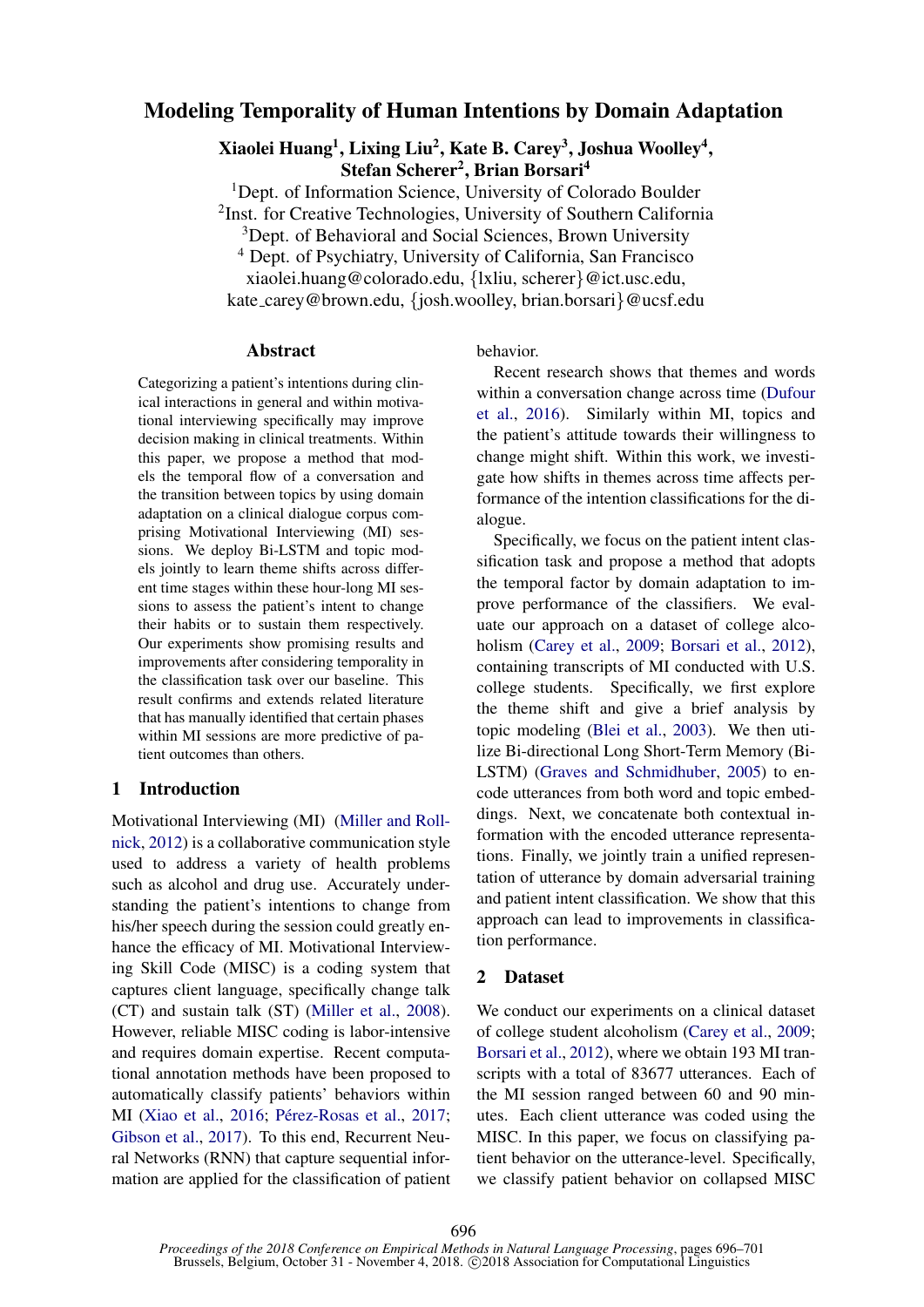# Modeling Temporality of Human Intentions by Domain Adaptation

**Xiaolei Huang[1], Lixing Liu[2], Kate B. Carey[3], Joshua Woolley[4], Stefan Scherer[2], Brian Borsari[4]**

[1]Dept. of Information Science, University of Colorado Boulder
[2]Inst. for Creative Technologies, University of Southern California
[3]Dept. of Behavioral and Social Sciences, Brown University
[4] Dept. of Psychiatry, University of California, San Francisco
xiaolei.huang@colorado.edu, {lxliu, scherer}@ict.usc.edu,
kate_carey@brown.edu, {josh.woolley, brian.borsari}@ucsf.edu

## Abstract

Categorizing a patient's intentions during clinical interactions in general and within motivational interviewing specifically may improve decision making in clinical treatments. Within this paper, we propose a method that models the temporal flow of a conversation and the transition between topics by using domain adaptation on a clinical dialogue corpus comprising Motivational Interviewing (MI) sessions. We deploy Bi-LSTM and topic models jointly to learn theme shifts across different time stages within these hour-long MI sessions to assess the patient's intent to change their habits or to sustain them respectively. Our experiments show promising results and improvements after considering temporality in the classification task over our baseline. This result confirms and extends related literature that has manually identified that certain phases within MI sessions are more predictive of patient outcomes than others.

## 1 Introduction

Motivational Interviewing (MI) (Miller and Rollnick, 2012) is a collaborative communication style used to address a variety of health problems such as alcohol and drug use. Accurately understanding the patient's intentions to change from his/her speech during the session could greatly enhance the efficacy of MI. Motivational Interviewing Skill Code (MISC) is a coding system that captures client language, specifically change talk (CT) and sustain talk (ST) (Miller et al., 2008). However, reliable MISC coding is labor-intensive and requires domain expertise. Recent computational annotation methods have been proposed to automatically classify patients' behaviors within MI (Xiao et al., 2016; Pérez-Rosas et al., 2017; Gibson et al., 2017). To this end, Recurrent Neural Networks (RNN) that capture sequential information are applied for the classification of patient behavior.

Recent research shows that themes and words within a conversation change across time (Dufour et al., 2016). Similarly within MI, topics and the patient's attitude towards their willingness to change might shift. Within this work, we investigate how shifts in themes across time affects performance of the intention classifications for the dialogue.

Specifically, we focus on the patient intent classification task and propose a method that adopts the temporal factor by domain adaptation to improve performance of the classifiers. We evaluate our approach on a dataset of college alcoholism (Carey et al., 2009; Borsari et al., 2012), containing transcripts of MI conducted with U.S. college students. Specifically, we first explore the theme shift and give a brief analysis by topic modeling (Blei et al., 2003). We then utilize Bi-directional Long Short-Term Memory (Bi-LSTM) (Graves and Schmidhuber, 2005) to encode utterances from both word and topic embeddings. Next, we concatenate both contextual information with the encoded utterance representations. Finally, we jointly train a unified representation of utterance by domain adversarial training and patient intent classification. We show that this approach can lead to improvements in classification performance.

## 2 Dataset

We conduct our experiments on a clinical dataset of college student alcoholism (Carey et al., 2009; Borsari et al., 2012), where we obtain 193 MI transcripts with a total of 83677 utterances. Each of the MI session ranged between 60 and 90 minutes. Each client utterance was coded using the MISC. In this paper, we focus on classifying patient behavior on the utterance-level. Specifically, we classify patient behavior on collapsed MISC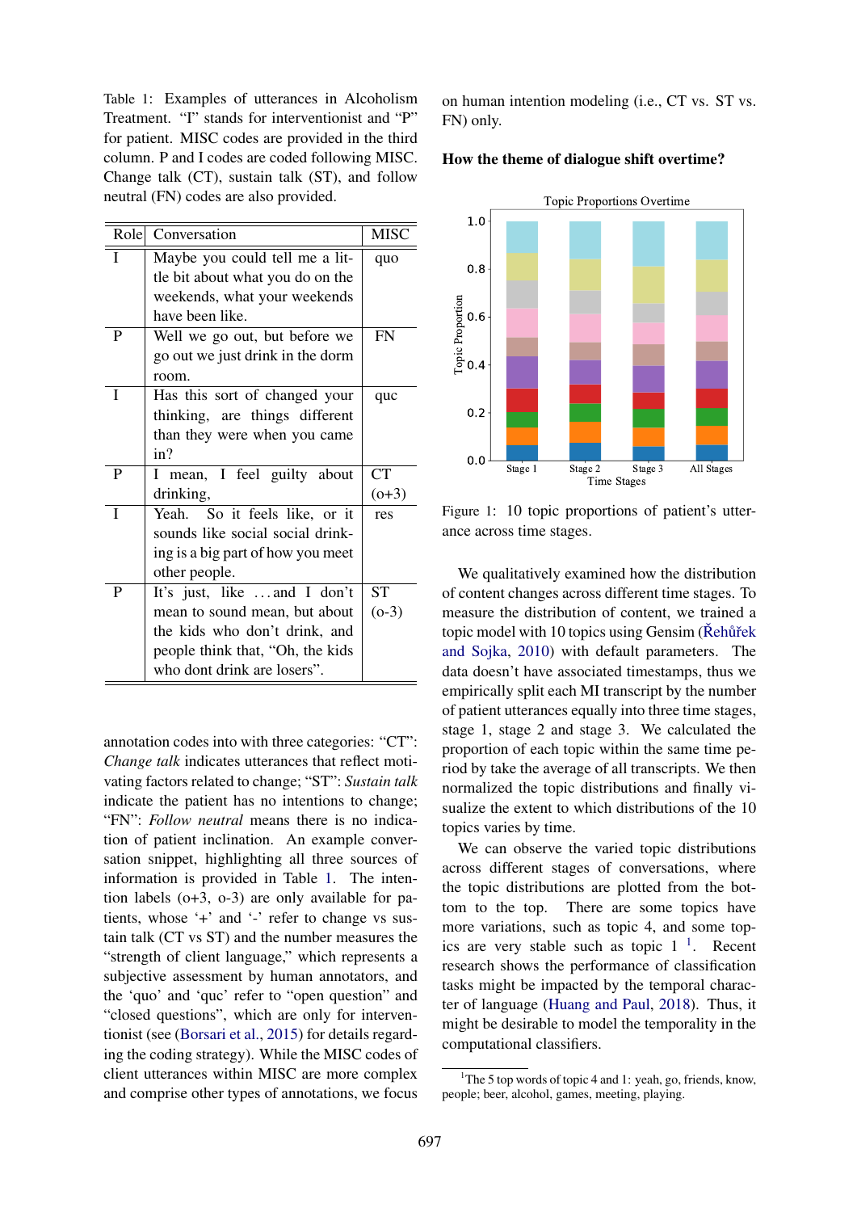Table 1: Examples of utterances in Alcoholism Treatment. "I" stands for interventionist and "P" for patient. MISC codes are provided in the third column. P and I codes are coded following MISC. Change talk (CT), sustain talk (ST), and follow neutral (FN) codes are also provided.

| Role | Conversation | MISC |
|---|---|---|
| I | Maybe you could tell me a little bit about what you do on the weekends, what your weekends have been like. | quo |
| P | Well we go out, but before we go out we just drink in the dorm room. | FN |
| I | Has this sort of changed your thinking, are things different than they were when you came in? | quc |
| P | I mean, I feel guilty about drinking, | CT (o+3) |
| I | Yeah. So it feels like, or it sounds like social social drinking is a big part of how you meet other people. | res |
| P | It's just, like ...and I don't mean to sound mean, but about the kids who don't drink, and people think that, "Oh, the kids who dont drink are losers". | ST (o-3) |

annotation codes into with three categories: "CT": *Change talk* indicates utterances that reflect motivating factors related to change; "ST": *Sustain talk* indicate the patient has no intentions to change; "FN": *Follow neutral* means there is no indication of patient inclination. An example conversation snippet, highlighting all three sources of information is provided in Table 1. The intention labels (o+3, o-3) are only available for patients, whose '+' and '-' refer to change vs sustain talk (CT vs ST) and the number measures the "strength of client language," which represents a subjective assessment by human annotators, and the 'quo' and 'quc' refer to "open question" and "closed questions", which are only for interventionist (see (Borsari et al., 2015) for details regarding the coding strategy). While the MISC codes of client utterances within MISC are more complex and comprise other types of annotations, we focus on human intention modeling (i.e., CT vs. ST vs. FN) only.

**How the theme of dialogue shift overtime?**

Figure 1: 10 topic proportions of patient's utterance across time stages.

We qualitatively examined how the distribution of content changes across different time stages. To measure the distribution of content, we trained a topic model with 10 topics using Gensim (Řehůřek and Sojka, 2010) with default parameters. The data doesn't have associated timestamps, thus we empirically split each MI transcript by the number of patient utterances equally into three time stages, stage 1, stage 2 and stage 3. We calculated the proportion of each topic within the same time period by take the average of all transcripts. We then normalized the topic distributions and finally visualize the extent to which distributions of the 10 topics varies by time.

We can observe the varied topic distributions across different stages of conversations, where the topic distributions are plotted from the bottom to the top. There are some topics have more variations, such as topic 4, and some topics are very stable such as topic 1 [1]. Recent research shows the performance of classification tasks might be impacted by the temporal character of language (Huang and Paul, 2018). Thus, it might be desirable to model the temporality in the computational classifiers.

[1]The 5 top words of topic 4 and 1: yeah, go, friends, know, people; beer, alcohol, games, meeting, playing.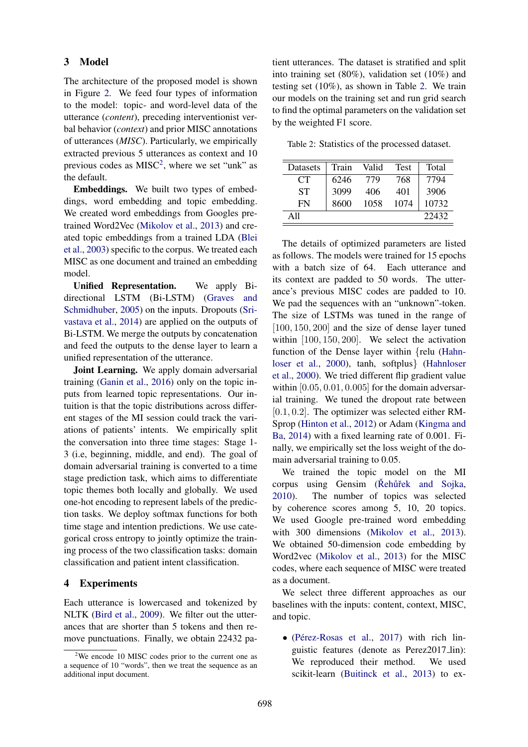## 3 Model

The architecture of the proposed model is shown in Figure 2. We feed four types of information to the model: topic- and word-level data of the utterance (*content*), preceding interventionist verbal behavior (*context*) and prior MISC annotations of utterances (*MISC*). Particularly, we empirically extracted previous 5 utterances as context and 10 previous codes as MISC[2], where we set "unk" as the default.

**Embeddings.** We built two types of embeddings, word embedding and topic embedding. We created word embeddings from Googles pretrained Word2Vec (Mikolov et al., 2013) and created topic embeddings from a trained LDA (Blei et al., 2003) specific to the corpus. We treated each MISC as one document and trained an embedding model.

**Unified Representation.** We apply Bidirectional LSTM (Bi-LSTM) (Graves and Schmidhuber, 2005) on the inputs. Dropouts (Srivastava et al., 2014) are applied on the outputs of Bi-LSTM. We merge the outputs by concatenation and feed the outputs to the dense layer to learn a unified representation of the utterance.

**Joint Learning.** We apply domain adversarial training (Ganin et al., 2016) only on the topic inputs from learned topic representations. Our intuition is that the topic distributions across different stages of the MI session could track the variations of patients' intents. We empirically split the conversation into three time stages: Stage 1-3 (i.e, beginning, middle, and end). The goal of domain adversarial training is converted to a time stage prediction task, which aims to differentiate topic themes both locally and globally. We used one-hot encoding to represent labels of the prediction tasks. We deploy softmax functions for both time stage and intention predictions. We use categorical cross entropy to jointly optimize the training process of the two classification tasks: domain classification and patient intent classification.

## 4 Experiments

Each utterance is lowercased and tokenized by NLTK (Bird et al., 2009). We filter out the utterances that are shorter than 5 tokens and then remove punctuations. Finally, we obtain 22432 patient utterances. The dataset is stratified and split into training set (80%), validation set (10%) and testing set (10%), as shown in Table 2. We train our models on the training set and run grid search to find the optimal parameters on the validation set by the weighted F1 score.

[2] We encode 10 MISC codes prior to the current one as a sequence of 10 "words", then we treat the sequence as an additional input document.

Table 2: Statistics of the processed dataset.

| Datasets | Train | Valid | Test | Total |
|---|---|---|---|---|
| CT | 6246 | 779 | 768 | 7794 |
| ST | 3099 | 406 | 401 | 3906 |
| FN | 8600 | 1058 | 1074 | 10732 |
| All | | | | 22432 |

The details of optimized parameters are listed as follows. The models were trained for 15 epochs with a batch size of 64. Each utterance and its context are padded to 50 words. The utterance's previous MISC codes are padded to 10. We pad the sequences with an "unknown"-token. The size of LSTMs was tuned in the range of $[100, 150, 200]$ and the size of dense layer tuned within $[100, 150, 200]$. We select the activation function of the Dense layer within {relu (Hahnloser et al., 2000), tanh, softplus} (Hahnloser et al., 2000). We tried different flip gradient value within $[0.05, 0.01, 0.005]$ for the domain adversarial training. We tuned the dropout rate between $[0.1, 0.2]$. The optimizer was selected either RMSprop (Hinton et al., 2012) or Adam (Kingma and Ba, 2014) with a fixed learning rate of 0.001. Finally, we empirically set the loss weight of the domain adversarial training to 0.05.

We trained the topic model on the MI corpus using Gensim (Řehůřek and Sojka, 2010). The number of topics was selected by coherence scores among 5, 10, 20 topics. We used Google pre-trained word embedding with 300 dimensions (Mikolov et al., 2013). We obtained 50-dimension code embedding by Word2vec (Mikolov et al., 2013) for the MISC codes, where each sequence of MISC were treated as a document.

We select three different approaches as our baselines with the inputs: content, context, MISC, and topic.

- (Pérez-Rosas et al., 2017) with rich linguistic features (denote as Perez2017_lin): We reproduced their method. We used scikit-learn (Buitinck et al., 2013) to ex-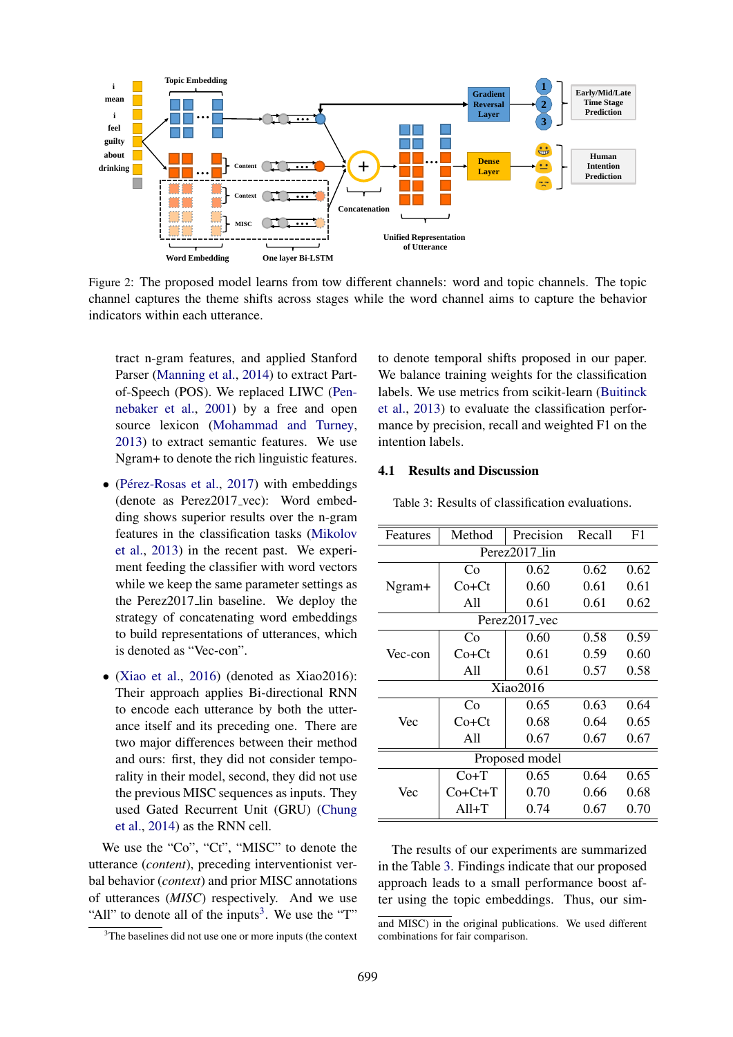Figure 2: The proposed model learns from tow different channels: word and topic channels. The topic channel captures the theme shifts across stages while the word channel aims to capture the behavior indicators within each utterance.

tract n-gram features, and applied Stanford Parser (Manning et al., 2014) to extract Part-of-Speech (POS). We replaced LIWC (Pennebaker et al., 2001) by a free and open source lexicon (Mohammad and Turney, 2013) to extract semantic features. We use Ngram+ to denote the rich linguistic features.

- (Pérez-Rosas et al., 2017) with embeddings (denote as Perez2017_vec): Word embedding shows superior results over the n-gram features in the classification tasks (Mikolov et al., 2013) in the recent past. We experiment feeding the classifier with word vectors while we keep the same parameter settings as the Perez2017_lin baseline. We deploy the strategy of concatenating word embeddings to build representations of utterances, which is denoted as "Vec-con".
- (Xiao et al., 2016) (denoted as Xiao2016): Their approach applies Bi-directional RNN to encode each utterance by both the utterance itself and its preceding one. There are two major differences between their method and ours: first, they did not consider temporality in their model, second, they did not use the previous MISC sequences as inputs. They used Gated Recurrent Unit (GRU) (Chung et al., 2014) as the RNN cell.

We use the "Co", "Ct", "MISC" to denote the utterance (*content*), preceding interventionist verbal behavior (*context*) and prior MISC annotations of utterances (*MISC*) respectively. And we use "All" to denote all of the inputs[3]. We use the "T" to denote temporal shifts proposed in our paper. We balance training weights for the classification labels. We use metrics from scikit-learn (Buitinck et al., 2013) to evaluate the classification performance by precision, recall and weighted F1 on the intention labels.

### 4.1 Results and Discussion

Table 3: Results of classification evaluations.

| Features | Method | Precision | Recall | F1 |
|---|---|---|---|---|
| Perez2017_lin | | | | |
| Ngram+ | Co | 0.62 | 0.62 | 0.62 |
| | Co+Ct | 0.60 | 0.61 | 0.61 |
| | All | 0.61 | 0.61 | 0.62 |
| Perez2017_vec | | | | |
| Vec-con | Co | 0.60 | 0.58 | 0.59 |
| | Co+Ct | 0.61 | 0.59 | 0.60 |
| | All | 0.61 | 0.57 | 0.58 |
| Xiao2016 | | | | |
| Vec | Co | 0.65 | 0.63 | 0.64 |
| | Co+Ct | 0.68 | 0.64 | 0.65 |
| | All | 0.67 | 0.67 | 0.67 |
| Proposed model | | | | |
| Vec | Co+T | 0.65 | 0.64 | 0.65 |
| | Co+Ct+T | 0.70 | 0.66 | 0.68 |
| | All+T | 0.74 | 0.67 | 0.70 |

The results of our experiments are summarized in the Table 3. Findings indicate that our proposed approach leads to a small performance boost after using the topic embeddings. Thus, our sim-

[3] The baselines did not use one or more inputs (the context and MISC) in the original publications. We used different combinations for fair comparison.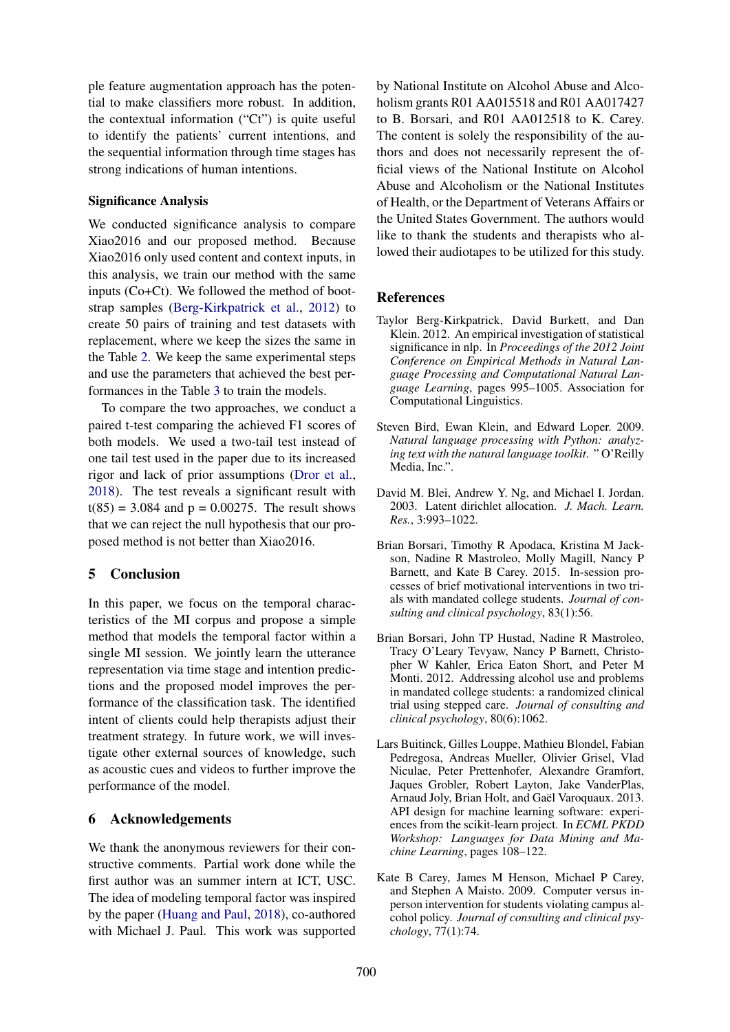ple feature augmentation approach has the potential to make classifiers more robust. In addition, the contextual information ("Ct") is quite useful to identify the patients' current intentions, and the sequential information through time stages has strong indications of human intentions.

**Significance Analysis**

We conducted significance analysis to compare Xiao2016 and our proposed method. Because Xiao2016 only used content and context inputs, in this analysis, we train our method with the same inputs (Co+Ct). We followed the method of bootstrap samples (Berg-Kirkpatrick et al., 2012) to create 50 pairs of training and test datasets with replacement, where we keep the sizes the same in the Table 2. We keep the same experimental steps and use the parameters that achieved the best performances in the Table 3 to train the models.

To compare the two approaches, we conduct a paired t-test comparing the achieved F1 scores of both models. We used a two-tail test instead of one tail test used in the paper due to its increased rigor and lack of prior assumptions (Dror et al., 2018). The test reveals a significant result with $t(85) = 3.084$ and $p = 0.00275$. The result shows that we can reject the null hypothesis that our proposed method is not better than Xiao2016.

## 5 Conclusion

In this paper, we focus on the temporal characteristics of the MI corpus and propose a simple method that models the temporal factor within a single MI session. We jointly learn the utterance representation via time stage and intention predictions and the proposed model improves the performance of the classification task. The identified intent of clients could help therapists adjust their treatment strategy. In future work, we will investigate other external sources of knowledge, such as acoustic cues and videos to further improve the performance of the model.

## 6 Acknowledgements

We thank the anonymous reviewers for their constructive comments. Partial work done while the first author was an summer intern at ICT, USC. The idea of modeling temporal factor was inspired by the paper (Huang and Paul, 2018), co-authored with Michael J. Paul. This work was supported by National Institute on Alcohol Abuse and Alcoholism grants R01 AA015518 and R01 AA017427 to B. Borsari, and R01 AA012518 to K. Carey. The content is solely the responsibility of the authors and does not necessarily represent the official views of the National Institute on Alcohol Abuse and Alcoholism or the National Institutes of Health, or the Department of Veterans Affairs or the United States Government. The authors would like to thank the students and therapists who allowed their audiotapes to be utilized for this study.

## References

Taylor Berg-Kirkpatrick, David Burkett, and Dan Klein. 2012. An empirical investigation of statistical significance in nlp. In *Proceedings of the 2012 Joint Conference on Empirical Methods in Natural Language Processing and Computational Natural Language Learning*, pages 995–1005. Association for Computational Linguistics.

Steven Bird, Ewan Klein, and Edward Loper. 2009. *Natural language processing with Python: analyzing text with the natural language toolkit*. " O'Reilly Media, Inc.".

David M. Blei, Andrew Y. Ng, and Michael I. Jordan. 2003. Latent dirichlet allocation. *J. Mach. Learn. Res.*, 3:993–1022.

Brian Borsari, Timothy R Apodaca, Kristina M Jackson, Nadine R Mastroleo, Molly Magill, Nancy P Barnett, and Kate B Carey. 2015. In-session processes of brief motivational interventions in two trials with mandated college students. *Journal of consulting and clinical psychology*, 83(1):56.

Brian Borsari, John TP Hustad, Nadine R Mastroleo, Tracy O'Leary Tevyaw, Nancy P Barnett, Christopher W Kahler, Erica Eaton Short, and Peter M Monti. 2012. Addressing alcohol use and problems in mandated college students: a randomized clinical trial using stepped care. *Journal of consulting and clinical psychology*, 80(6):1062.

Lars Buitinck, Gilles Louppe, Mathieu Blondel, Fabian Pedregosa, Andreas Mueller, Olivier Grisel, Vlad Niculae, Peter Prettenhofer, Alexandre Gramfort, Jaques Grobler, Robert Layton, Jake VanderPlas, Arnaud Joly, Brian Holt, and Gaël Varoquaux. 2013. API design for machine learning software: experiences from the scikit-learn project. In *ECML PKDD Workshop: Languages for Data Mining and Machine Learning*, pages 108–122.

Kate B Carey, James M Henson, Michael P Carey, and Stephen A Maisto. 2009. Computer versus in-person intervention for students violating campus alcohol policy. *Journal of consulting and clinical psychology*, 77(1):74.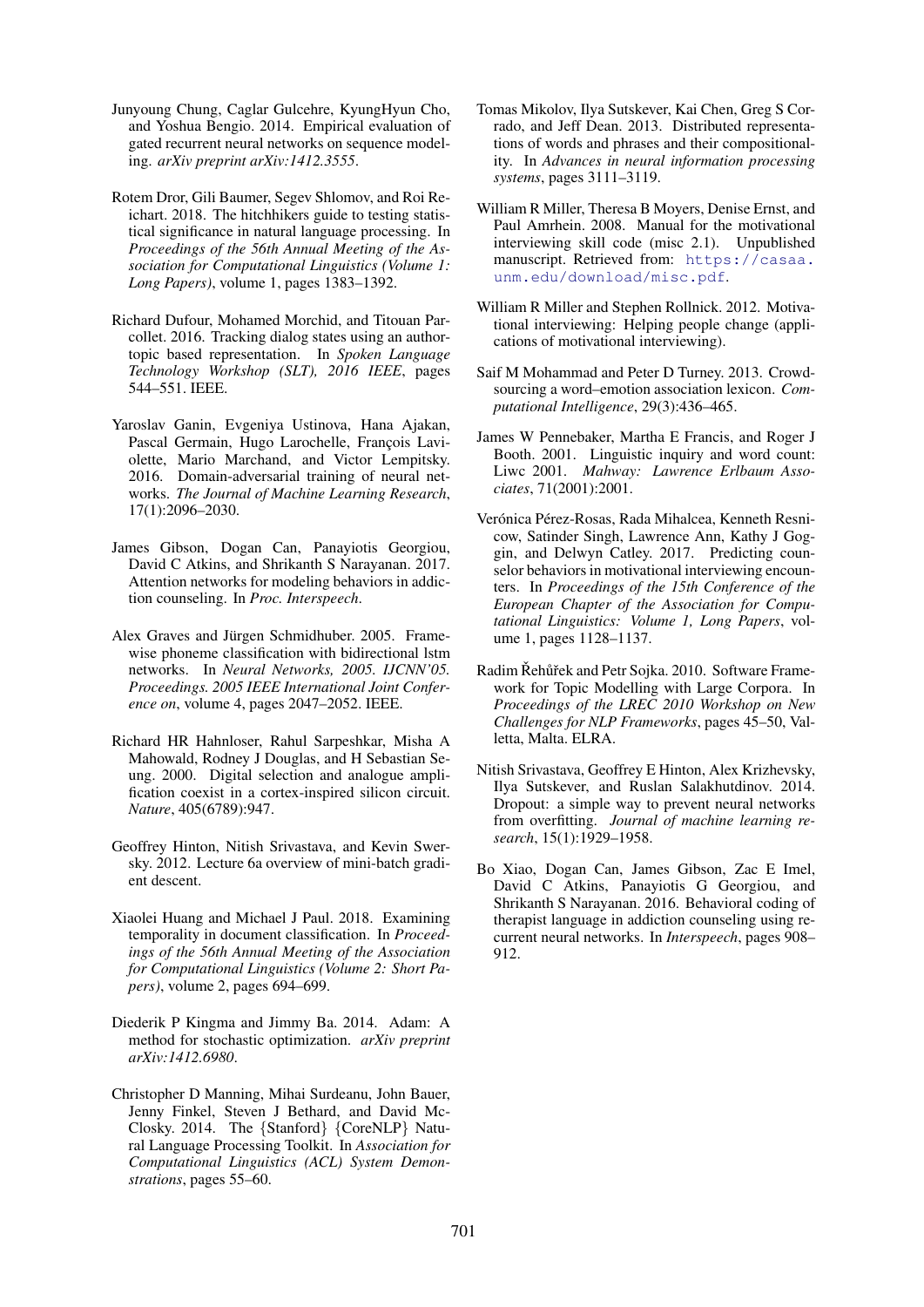Junyoung Chung, Caglar Gulcehre, KyungHyun Cho, and Yoshua Bengio. 2014. Empirical evaluation of gated recurrent neural networks on sequence modeling. *arXiv preprint arXiv:1412.3555*.

Rotem Dror, Gili Baumer, Segev Shlomov, and Roi Reichart. 2018. The hitchhikers guide to testing statistical significance in natural language processing. In *Proceedings of the 56th Annual Meeting of the Association for Computational Linguistics (Volume 1: Long Papers)*, volume 1, pages 1383–1392.

Richard Dufour, Mohamed Morchid, and Titouan Parcollet. 2016. Tracking dialog states using an author-topic based representation. In *Spoken Language Technology Workshop (SLT), 2016 IEEE*, pages 544–551. IEEE.

Yaroslav Ganin, Evgeniya Ustinova, Hana Ajakan, Pascal Germain, Hugo Larochelle, François Laviolette, Mario Marchand, and Victor Lempitsky. 2016. Domain-adversarial training of neural networks. *The Journal of Machine Learning Research*, 17(1):2096–2030.

James Gibson, Dogan Can, Panayiotis Georgiou, David C Atkins, and Shrikanth S Narayanan. 2017. Attention networks for modeling behaviors in addiction counseling. In *Proc. Interspeech*.

Alex Graves and Jürgen Schmidhuber. 2005. Framewise phoneme classification with bidirectional lstm networks. In *Neural Networks, 2005. IJCNN'05. Proceedings. 2005 IEEE International Joint Conference on*, volume 4, pages 2047–2052. IEEE.

Richard HR Hahnloser, Rahul Sarpeshkar, Misha A Mahowald, Rodney J Douglas, and H Sebastian Seung. 2000. Digital selection and analogue amplification coexist in a cortex-inspired silicon circuit. *Nature*, 405(6789):947.

Geoffrey Hinton, Nitish Srivastava, and Kevin Swersky. 2012. Lecture 6a overview of mini-batch gradient descent.

Xiaolei Huang and Michael J Paul. 2018. Examining temporality in document classification. In *Proceedings of the 56th Annual Meeting of the Association for Computational Linguistics (Volume 2: Short Papers)*, volume 2, pages 694–699.

Diederik P Kingma and Jimmy Ba. 2014. Adam: A method for stochastic optimization. *arXiv preprint arXiv:1412.6980*.

Christopher D Manning, Mihai Surdeanu, John Bauer, Jenny Finkel, Steven J Bethard, and David McClosky. 2014. The {Stanford} {CoreNLP} Natural Language Processing Toolkit. In *Association for Computational Linguistics (ACL) System Demonstrations*, pages 55–60.

Tomas Mikolov, Ilya Sutskever, Kai Chen, Greg S Corrado, and Jeff Dean. 2013. Distributed representations of words and phrases and their compositionality. In *Advances in neural information processing systems*, pages 3111–3119.

William R Miller, Theresa B Moyers, Denise Ernst, and Paul Amrhein. 2008. Manual for the motivational interviewing skill code (misc 2.1). Unpublished manuscript. Retrieved from: https://casaa.unm.edu/download/misc.pdf.

William R Miller and Stephen Rollnick. 2012. Motivational interviewing: Helping people change (applications of motivational interviewing).

Saif M Mohammad and Peter D Turney. 2013. Crowdsourcing a word–emotion association lexicon. *Computational Intelligence*, 29(3):436–465.

James W Pennebaker, Martha E Francis, and Roger J Booth. 2001. Linguistic inquiry and word count: Liwc 2001. *Mahway: Lawrence Erlbaum Associates*, 71(2001):2001.

Verónica Pérez-Rosas, Rada Mihalcea, Kenneth Resnicow, Satinder Singh, Lawrence Ann, Kathy J Goggin, and Delwyn Catley. 2017. Predicting counselor behaviors in motivational interviewing encounters. In *Proceedings of the 15th Conference of the European Chapter of the Association for Computational Linguistics: Volume 1, Long Papers*, volume 1, pages 1128–1137.

Radim Řehůřek and Petr Sojka. 2010. Software Framework for Topic Modelling with Large Corpora. In *Proceedings of the LREC 2010 Workshop on New Challenges for NLP Frameworks*, pages 45–50, Valletta, Malta. ELRA.

Nitish Srivastava, Geoffrey E Hinton, Alex Krizhevsky, Ilya Sutskever, and Ruslan Salakhutdinov. 2014. Dropout: a simple way to prevent neural networks from overfitting. *Journal of machine learning research*, 15(1):1929–1958.

Bo Xiao, Dogan Can, James Gibson, Zac E Imel, David C Atkins, Panayiotis G Georgiou, and Shrikanth S Narayanan. 2016. Behavioral coding of therapist language in addiction counseling using recurrent neural networks. In *Interspeech*, pages 908–912.